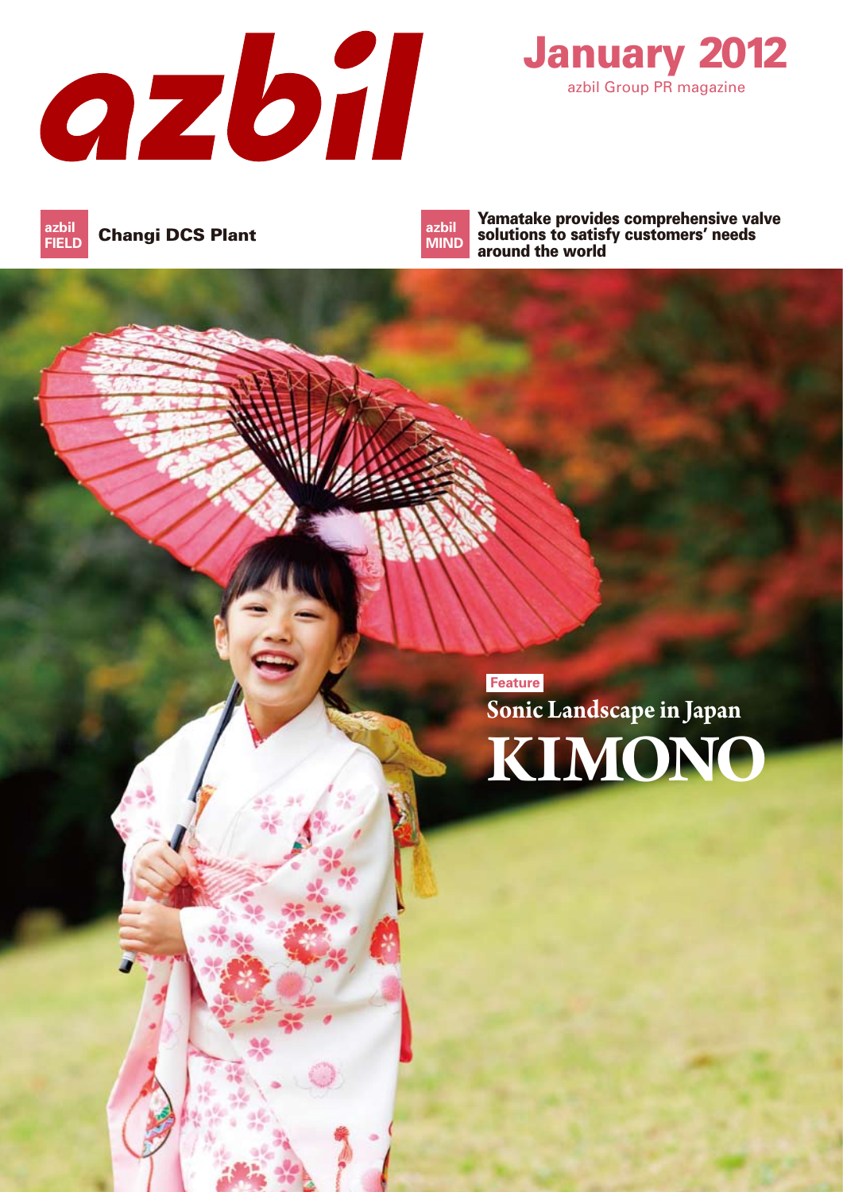# azbil

**January 2012**

azbil Group PR magazine

**azbil FIELD** Changi DCS Plant

**azbil MIND** Yamatake provides comprehensive valve solutions to satisfy customers' needs around the world

**Feature**

## Sonic Landscape in Japan

# KIMONO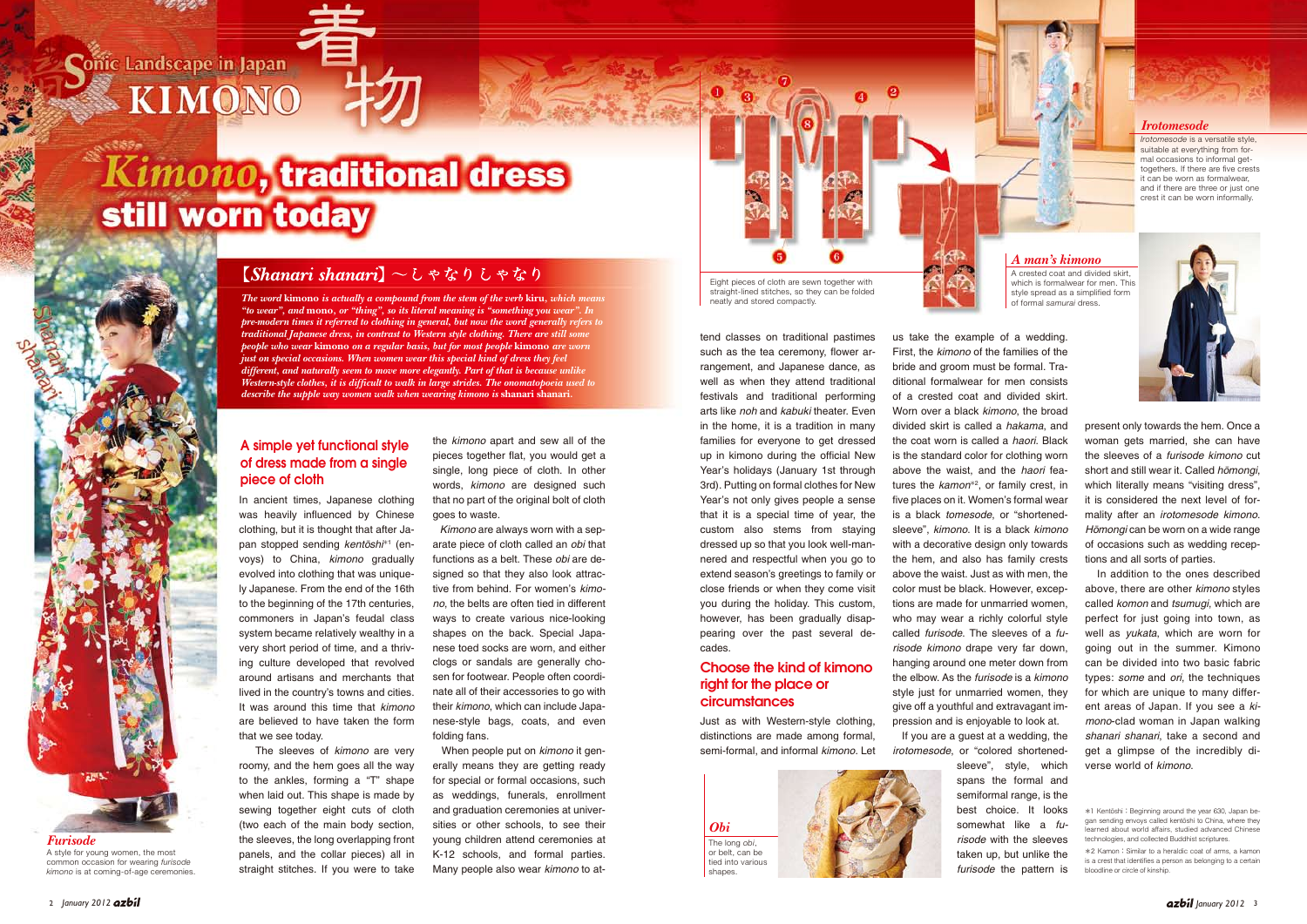Sonic Landscape in Japan

# KIMONO 着物

# *Kimono*, traditional dress still worn today

## 【*Shanari shanari*】～しゃなりしゃなり

***The word* kimono *is actually a compound from the stem of the verb* kiru, *which means "to wear", and* mono, *or "thing", so its literal meaning is "something you wear". In pre-modern times it referred to clothing in general, but now the word generally refers to traditional Japanese dress, in contrast to Western style clothing. There are still some people who wear* kimono *on a regular basis, but for most people* kimono *are worn just on special occasions. When women wear this special kind of dress they feel different, and naturally seem to move more elegantly. Part of that is because unlike Western-style clothes, it is difficult to walk in large strides. The onomatopoeia used to describe the supple way women walk when wearing kimono is* shanari shanari.**

*Shanari shanari*

***Furisode***
A style for young women, the most common occasion for wearing *furisode kimono* is at coming-of-age ceremonies.

### A simple yet functional style of dress made from a single piece of cloth

In ancient times, Japanese clothing was heavily influenced by Chinese clothing, but it is thought that after Japan stopped sending *kentōshi*[*1] (envoys) to China, *kimono* gradually evolved into clothing that was uniquely Japanese. From the end of the 16th to the beginning of the 17th centuries, commoners in Japan's feudal class system became relatively wealthy in a very short period of time, and a thriving culture developed that revolved around artisans and merchants that lived in the country's towns and cities. It was around this time that *kimono* are believed to have taken the form that we see today.

The sleeves of *kimono* are very roomy, and the hem goes all the way to the ankles, forming a "T" shape when laid out. This shape is made by sewing together eight cuts of cloth (two each of the main body section, the sleeves, the long overlapping front panels, and the collar pieces) all in straight stitches. If you were to take the *kimono* apart and sew all of the pieces together flat, you would get a single, long piece of cloth. In other words, *kimono* are designed such that no part of the original bolt of cloth goes to waste.

*Kimono* are always worn with a separate piece of cloth called an *obi* that functions as a belt. These *obi* are designed so that they also look attractive from behind. For women's *kimono*, the belts are often tied in different ways to create various nice-looking shapes on the back. Special Japanese toed socks are worn, and either clogs or sandals are generally chosen for footwear. People often coordinate all of their accessories to go with their *kimono*, which can include Japanese-style bags, coats, and even folding fans.

When people put on *kimono* it generally means they are getting ready for special or formal occasions, such as weddings, funerals, enrollment and graduation ceremonies at universities or other schools, to see their young children attend ceremonies at K-12 schools, and formal parties. Many people also wear *kimono* to attend classes on traditional pastimes such as the tea ceremony, flower arrangement, and Japanese dance, as well as when they attend traditional festivals and traditional performing arts like *noh* and *kabuki* theater. Even in the home, it is a tradition in many families for everyone to get dressed up in kimono during the official New Year's holidays (January 1st through 3rd). Putting on formal clothes for New Year's not only gives people a sense that it is a special time of the year, the custom also stems from staying dressed up so that you look well-mannered and respectful when you go to extend season's greetings to family or close friends or when they come visit you during the holiday. This custom, however, has been gradually disappearing over the past several decades.

Eight pieces of cloth are sewn together with straight-lined stitches, so they can be folded neatly and stored compactly.

***Obi***
The long *obi*, or belt, can be tied into various shapes.

### Choose the kind of kimono right for the place or circumstances

Just as with Western-style clothing, distinctions are made among formal, semi-formal, and informal *kimono*. Let us take the example of a wedding. First, the *kimono* of the families of the bride and groom must be formal. Traditional formalwear for men consists of a crested coat and divided skirt. Worn over a black *kimono*, the broad divided skirt is called a *hakama*, and the coat worn is called a *haori*. Black is the standard color for clothing worn above the waist, and the *haori* features the *kamon*[*2], or family crest, in five places on it. Women's formal wear is a black *tomesode*, or "shortened-sleeve", *kimono*. It is a black *kimono* with a decorative design only towards the hem, and also has family crests above the waist. Just as with men, the color must be black. However, exceptions are made for unmarried women, who may wear a richly colorful style called *furisode*. The sleeves of a *furisode kimono* drape very far down, hanging around one meter down from the elbow. As the *furisode* is a *kimono* style just for unmarried women, they give off a youthful and extravagant impression and is enjoyable to look at.

If you are a guest at a wedding, the *irotomesode*, or "colored shortened-sleeve", style, which spans the formal and semiformal range, is the best choice. It looks somewhat like a *furisode* with the sleeves taken up, but unlike the *furisode* the pattern is present only towards the hem. Once a woman gets married, she can have the sleeves of a *furisode kimono* cut short and still wear it. Called *hōmongi*, which literally means "visiting dress", it is considered the next level of formality after an *irotomesode kimono*. *Hōmongi* can be worn on a wide range of occasions such as wedding receptions and all sorts of parties.

In addition to the ones described above, there are other *kimono* styles called *komon* and *tsumugi*, which are perfect for just going into town, as well as *yukata*, which are worn for going out in the summer. Kimono can be divided into two basic fabric types: *some* and *ori*, the techniques for which are unique to many different areas of Japan. If you see a *kimono*-clad woman in Japan walking *shanari shanari*, take a second and get a glimpse of the incredibly diverse world of *kimono*.

***Irotomesode***
*Irotomesode* is a versatile style, suitable at everything from formal occasions to informal get-togethers. If there are five crests it can be worn as formalwear, and if there are three or just one crest it can be worn informally.

***A man's kimono***
A crested coat and divided skirt, which is formalwear for men. This style spread as a simplified form of formal *samurai* dress.

*1 Kentōshi : Beginning around the year 630, Japan began sending envoys called kentōshi to China, where they learned about world affairs, studied advanced Chinese technologies, and collected Buddhist scriptures.

*2 Kamon : Similar to a heraldic coat of arms, a kamon is a crest that identifies a person as belonging to a certain bloodline or circle of kinship.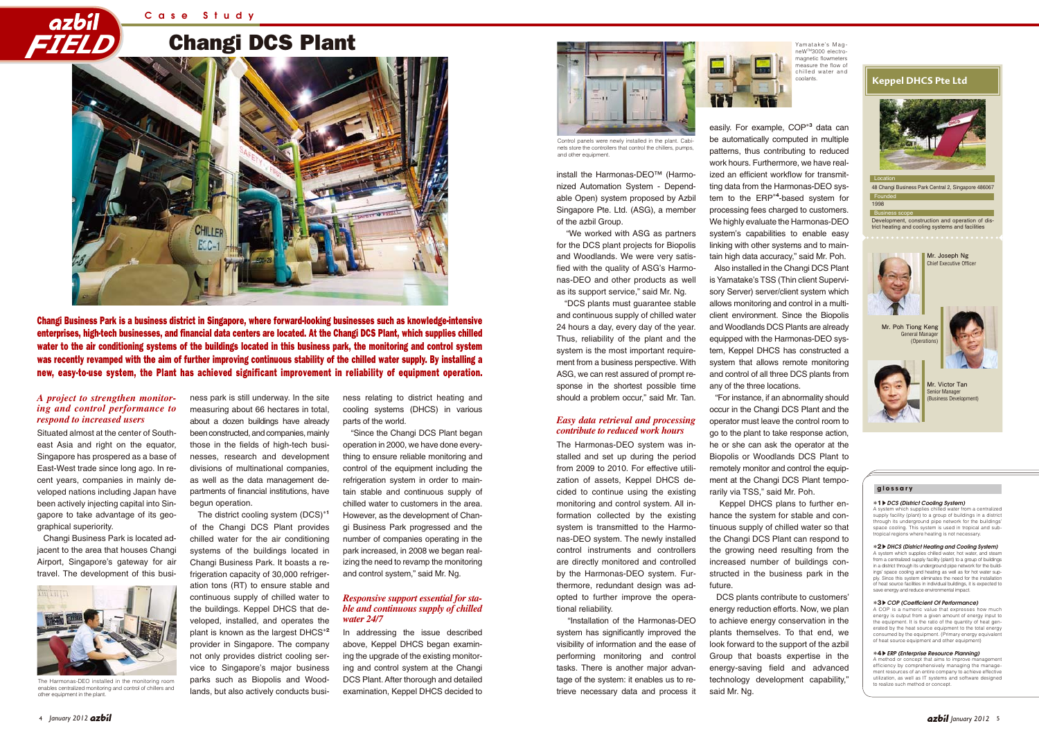Case Study

# Changi DCS Plant

**Changi Business Park is a business district in Singapore, where forward-looking businesses such as knowledge-intensive enterprises, high-tech businesses, and financial data centers are located. At the Changi DCS Plant, which supplies chilled water to the air conditioning systems of the buildings located in this business park, the monitoring and control system was recently revamped with the aim of further improving continuous stability of the chilled water supply. By installing a new, easy-to-use system, the Plant has achieved significant improvement in reliability of equipment operation.**

### *A project to strengthen monitoring and control performance to respond to increased users*

Situated almost at the center of Southeast Asia and right on the equator, Singapore has prospered as a base of East-West trade since long ago. In recent years, companies in mainly developed nations including Japan have been actively injecting capital into Singapore to take advantage of its geographical superiority.

Changi Business Park is located adjacent to the area that houses Changi Airport, Singapore's gateway for air travel. The development of this business park is still underway. In the site measuring about 66 hectares in total, about a dozen buildings have already been constructed, and companies, mainly those in the fields of high-tech businesses, research and development divisions of multinational companies, as well as the data management departments of financial institutions, have begun operation.

The district cooling system (DCS)*1 of the Changi DCS Plant provides chilled water for the air conditioning systems of the buildings located in Changi Business Park. It boasts a refrigeration capacity of 30,000 refrigeration tons (RT) to ensure stable and continuous supply of chilled water to the buildings. Keppel DHCS that developed, installed, and operates the plant is known as the largest DHCS*2 provider in Singapore. The company not only provides district cooling service to Singapore's major business parks such as Biopolis and Woodlands, but also actively conducts business relating to district heating and cooling systems (DHCS) in various parts of the world.

"Since the Changi DCS Plant began operation in 2000, we have done everything to ensure reliable monitoring and control of the equipment including the refrigeration system in order to maintain stable and continuous supply of chilled water to customers in the area. However, as the development of Changi Business Park progressed and the number of companies operating in the park increased, in 2008 we began realizing the need to revamp the monitoring and control system," said Mr. Ng.

The Harmonas-DEO installed in the monitoring room enables centralized monitoring and control of chillers and other equipment in the plant.

### *Responsive support essential for stable and continuous supply of chilled water 24/7*

In addressing the issue described above, Keppel DHCS began examining the upgrade of the existing monitoring and control system at the Changi DCS Plant. After thorough and detailed examination, Keppel DHCS decided to install the Harmonas-DEO™ (Harmonized Automation System - Dependable Open) system proposed by Azbil Singapore Pte. Ltd. (ASG), a member of the azbil Group.

"We worked with ASG as partners for the DCS plant projects for Biopolis and Woodlands. We were very satisfied with the quality of ASG's Harmonas-DEO and other products as well as its support service," said Mr. Ng.

"DCS plants must guarantee stable and continuous supply of chilled water 24 hours a day, every day of the year. Thus, reliability of the plant and the system is the most important requirement from a business perspective. With ASG, we can rest assured of prompt response in the shortest possible time should a problem occur," said Mr. Tan.

Control panels were newly installed in the plant. Cabinets store the controllers that control the chillers, pumps, and other equipment.

Yamatake's MagneW™3000 electromagnetic flowmeters measure the flow of chilled water and coolants.

### *Easy data retrieval and processing contribute to reduced work hours*

The Harmonas-DEO system was installed and set up during the period from 2009 to 2010. For effective utilization of assets, Keppel DHCS decided to continue using the existing monitoring and control system. All information collected by the existing system is transmitted to the Harmonas-DEO system. The newly installed control instruments and controllers are directly monitored and controlled by the Harmonas-DEO system. Furthermore, redundant design was adopted to further improve the operational reliability.

"Installation of the Harmonas-DEO system has significantly improved the visibility of information and the ease of performing monitoring and control tasks. There is another major advantage of the system: it enables us to retrieve necessary data and process it easily. For example, COP*3 data can be automatically computed in multiple patterns, thus contributing to reduced work hours. Furthermore, we have realized an efficient workflow for transmitting data from the Harmonas-DEO system to the ERP*4-based system for processing fees charged to customers. We highly evaluate the Harmonas-DEO system's capabilities to enable easy linking with other systems and to maintain high data accuracy," said Mr. Poh.

Also installed in the Changi DCS Plant is Yamatake's TSS (Thin client Supervisory Server) server/client system which allows monitoring and control in a multi-client environment. Since the Biopolis and Woodlands DCS Plants are already equipped with the Harmonas-DEO system, Keppel DHCS has constructed a system that allows remote monitoring and control of all three DCS plants from any of the three locations.

"For instance, if an abnormality should occur in the Changi DCS Plant and the operator must leave the control room to go to the plant to take response action, he or she can ask the operator at the Biopolis or Woodlands DCS Plant to remotely monitor and control the equipment at the Changi DCS Plant temporarily via TSS," said Mr. Poh.

Keppel DHCS plans to further enhance the system for stable and continuous supply of chilled water so that the Changi DCS Plant can respond to the growing need resulting from the increased number of buildings constructed in the business park in the future.

DCS plants contribute to customers' energy reduction efforts. Now, we plan to achieve energy conservation in the plants themselves. To that end, we look forward to the support of the azbil Group that boasts expertise in the energy-saving field and advanced technology development capability," said Mr. Ng.

## Keppel DHCS Pte Ltd

**Location**
48 Changi Business Park Central 2, Singapore 486067

**Founded**
1998

**Business scope**
Development, construction and operation of district heating and cooling systems and facilities

Mr. Joseph Ng
Chief Executive Officer

Mr. Poh Tiong Keng
General Manager (Operations)

Mr. Victor Tan
Senior Manager (Business Development)

## glossary

**\*1 ▶ *DCS (District Cooling System)***
A system which supplies chilled water from a centralized supply facility (plant) to a group of buildings in a district through its underground pipe network for the buildings' space cooling. This system is used in tropical and subtropical regions where heating is not necessary.

**\*2 ▶ *DHCS (District Heating and Cooling System)***
A system which supplies chilled water, hot water, and steam from a centralized supply facility (plant) to a group of buildings in a district through its underground pipe network for the buildings' space cooling and heating as well as for hot water supply. Since this system eliminates the need for the installation of heat source facilities in individual buildings, it is expected to save energy and reduce environmental impact.

**\*3 ▶ *COP (Coefficient Of Performance)***
A COP is a numeric value that expresses how much energy is output from a given amount of energy input to the equipment. It is the ratio of the quantity of heat generated by the heat source equipment to the total energy consumed by the equipment. (Primary energy equivalent of heat source equipment and other equipment)

**\*4 ▶ *ERP (Enterprise Resource Planning)***
A method or concept that aims to improve management efficiency by comprehensively managing the management resources of an entire company to achieve effective utilization, as well as IT systems and software designed to realize such method or concept.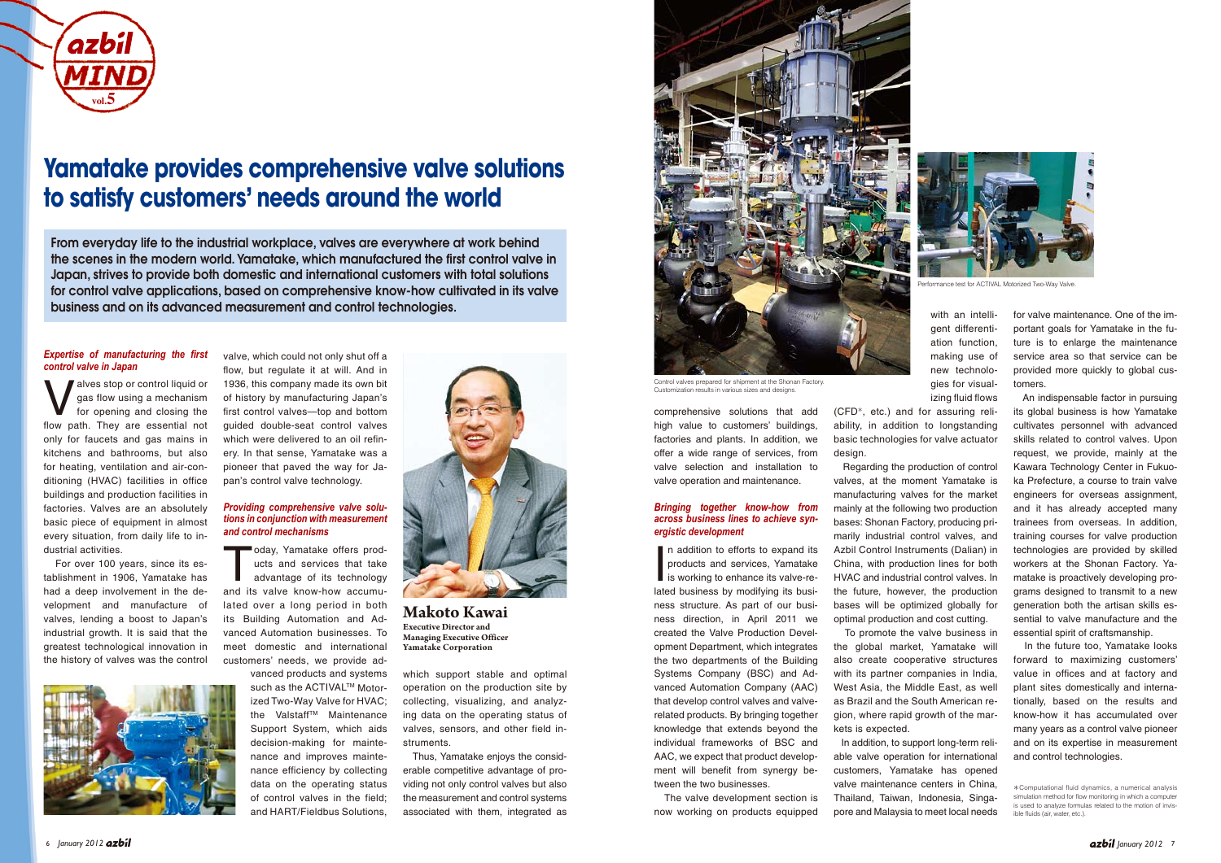# Yamatake provides comprehensive valve solutions to satisfy customers' needs around the world

**From everyday life to the industrial workplace, valves are everywhere at work behind the scenes in the modern world. Yamatake, which manufactured the first control valve in Japan, strives to provide both domestic and international customers with total solutions for control valve applications, based on comprehensive know-how cultivated in its valve business and on its advanced measurement and control technologies.**

### *Expertise of manufacturing the first control valve in Japan*

Valves stop or control liquid or gas flow using a mechanism for opening and closing the flow path. They are essential not only for faucets and gas mains in kitchens and bathrooms, but also for heating, ventilation and air-conditioning (HVAC) facilities in office buildings and production facilities in factories. Valves are an absolutely basic piece of equipment in almost every situation, from daily life to industrial activities.

For over 100 years, since its establishment in 1906, Yamatake has had a deep involvement in the development and manufacture of valves, lending a boost to Japan's industrial growth. It is said that the greatest technological innovation in the history of valves was the control valve, which could not only shut off a flow, but regulate it at will. And in 1936, this company made its own bit of history by manufacturing Japan's first control valves—top and bottom guided double-seat control valves which were delivered to an oil refinery. In that sense, Yamatake was a pioneer that paved the way for Japan's control valve technology.

### *Providing comprehensive valve solutions in conjunction with measurement and control mechanisms*

Today, Yamatake offers products and services that take advantage of its technology and its valve know-how accumulated over a long period in both its Building Automation and Advanced Automation businesses. To meet domestic and international customers' needs, we provide advanced products and systems such as the ACTIVAL™ Motorized Two-Way Valve for HVAC; the Valstaff™ Maintenance Support System, which aids decision-making for maintenance and improves maintenance efficiency by collecting data on the operating status of control valves in the field; and HART/Fieldbus Solutions, which support stable and optimal operation on the production site by collecting, visualizing, and analyzing data on the operating status of valves, sensors, and other field instruments.

**Makoto Kawai**
Executive Director and Managing Executive Officer
Yamatake Corporation

Thus, Yamatake enjoys the considerable competitive advantage of providing not only control valves but also the measurement and control systems associated with them, integrated as comprehensive solutions that add high value to customers' buildings, factories and plants. In addition, we offer a wide range of services, from valve selection and installation to valve operation and maintenance.

Control valves prepared for shipment at the Shonan Factory. Customization results in various sizes and designs.

Performance test for ACTIVAL Motorized Two-Way Valve.

### *Bringing together know-how from across business lines to achieve synergistic development*

In addition to efforts to expand its products and services, Yamatake is working to enhance its valve-related business by modifying its business structure. As part of our business direction, in April 2011 we created the Valve Production Development Department, which integrates the two departments of the Building Systems Company (BSC) and Advanced Automation Company (AAC) that develop control valves and valve-related products. By bringing together knowledge that extends beyond the individual frameworks of BSC and AAC, we expect that product development will benefit from synergy between the two businesses.

The valve development section is now working on products equipped with an intelligent differentiation function, making use of new technologies for visualizing fluid flows (CFD*, etc.) and for assuring reliability, in addition to longstanding basic technologies for valve actuator design.

Regarding the production of control valves, at the moment Yamatake is manufacturing valves for the market mainly at the following two production bases: Shonan Factory, producing primarily industrial control valves, and Azbil Control Instruments (Dalian) in China, with production lines for both HVAC and industrial control valves. In the future, however, the production bases will be optimized globally for optimal production and cost cutting.

To promote the valve business in the global market, Yamatake will also create cooperative structures with its partner companies in India, West Asia, the Middle East, as well as Brazil and the South American region, where rapid growth of the markets is expected.

In addition, to support long-term reliable valve operation for international customers, Yamatake has opened valve maintenance centers in China, Thailand, Taiwan, Indonesia, Singapore and Malaysia to meet local needs for valve maintenance. One of the important goals for Yamatake in the future is to enlarge the maintenance service area so that service can be provided more quickly to global customers.

An indispensable factor in pursuing its global business is how Yamatake cultivates personnel with advanced skills related to control valves. Upon request, we provide, mainly at the Kawara Technology Center in Fukuoka Prefecture, a course to train valve engineers for overseas assignment, and it has already accepted many trainees from overseas. In addition, training courses for valve production technologies are provided by skilled workers at the Shonan Factory. Yamatake is proactively developing programs designed to transmit to a new generation both the artisan skills essential to valve manufacture and the essential spirit of craftsmanship.

In the future too, Yamatake looks forward to maximizing customers' value in offices and at factory and plant sites domestically and internationally, based on the results and know-how it has accumulated over many years as a control valve pioneer and on its expertise in measurement and control technologies.

*Computational fluid dynamics, a numerical analysis simulation method for flow monitoring in which a computer is used to analyze formulas related to the motion of invisible fluids (air, water, etc.).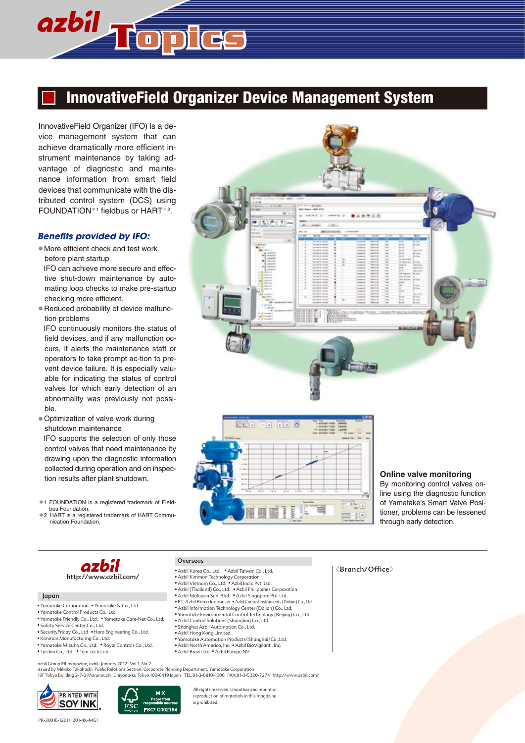# azbil Topics

## InnovativeField Organizer Device Management System

InnovativeField Organizer (IFO) is a device management system that can achieve dramatically more efficient instrument maintenance by taking advantage of diagnostic and maintenance information from smart field devices that communicate with the distributed control system (DCS) using FOUNDATION*1 fieldbus or HART*2.

### *Benefits provided by IFO:*

- More efficient check and test work before plant startup
  IFO can achieve more secure and effective shut-down maintenance by automating loop checks to make pre-startup checking more efficient.
- Reduced probability of device malfunction problems
  IFO continuously monitors the status of field devices, and if any malfunction occurs, it alerts the maintenance staff or operators to take prompt ac-tion to prevent device failure. It is especially valuable for indicating the status of control valves for which early detection of an abnormality was previously not possible.
- Optimization of valve work during shutdown maintenance
  IFO supports the selection of only those control valves that need maintenance by drawing upon the diagnostic information collected during operation and on inspection results after plant shutdown.

*1 FOUNDATION is a registered trademark of Fieldbus Foundation.
*2 HART is a registered trademark of HART Communication Foundation.

**Online valve monitoring**
By monitoring control valves online using the diagnostic function of Yamatake's Smart Valve Positioner, problems can be lessened through early detection.

---

azbil
http://www.azbil.com/

**Japan**
- Yamatake Corporation • Yamatake & Co., Ltd.
- Yamatake Control Products Co., Ltd.
- Yamatake Friendly Co., Ltd. • Yamatake Care-Net Co., Ltd.
- Safety Service Center Co., Ltd.
- SecurityFriday Co., Ltd • Hara Engineering Co., Ltd.
- Kimmon Manufacturing Co., Ltd.
- Yamatake Mizuho Co., Ltd. • Royal Controls Co., Ltd.
- Taishin Co., Ltd. • Tem-tech Lab.

**Overseas**
- Azbil Korea Co., Ltd. • Azbil Taiwan Co., Ltd.
- Azbil Kimmon Technology Corporation
- Azbil Vietnam Co., Ltd. • Azbil India Pvt. Ltd.
- Azbil (Thailand) Co., Ltd. • Azbil Philippines Corporation
- Azbil Malaysia Sdn. Bhd. • Azbil Singapore Pte. Ltd.
- PT. Azbil Berca Indonesia • Azbil Control Instruments (Dalian) Co., Ltd.
- Azbil Information Technology Center (Dalian) Co., Ltd.
- Yamatake Environmental Control Technology (Beijing) Co., Ltd.
- Azbil Control Solutions (Shanghai) Co., Ltd.
- Shanghai Azbil Automation Co., Ltd.
- Azbil Hong Kong Limited
- Yamatake Automation Products (Shanghai) Co.,Ltd.
- Azbil North America, Inc. • Azbil BioVigilant , Inc.
- Azbil Brazil Ltd. • Azbil Europe NV

〈Branch/Office〉

azbil Group PR magazine, azbil January 2012 Vol.1, No.2
Issued by Mikako Takahashi, Public Relations Section, Corporate Planning Department, Yamatake Corporation
19F Tokyo Building 2-7-3 Marunouchi, Chiyoda-ku Tokyo 100-6419 Japan TEL:81-3-6810-1006 FAX:81-3-5220-7274 http://www.azbil.com/

PRINTED WITH SOY INK

MIX Paper from responsible sources FSC® C002194

All rights reserved. Unauthorized reprint or reproduction of materials in this magazine is prohibited.

PR-3001E-1201(1201-4K-MG)